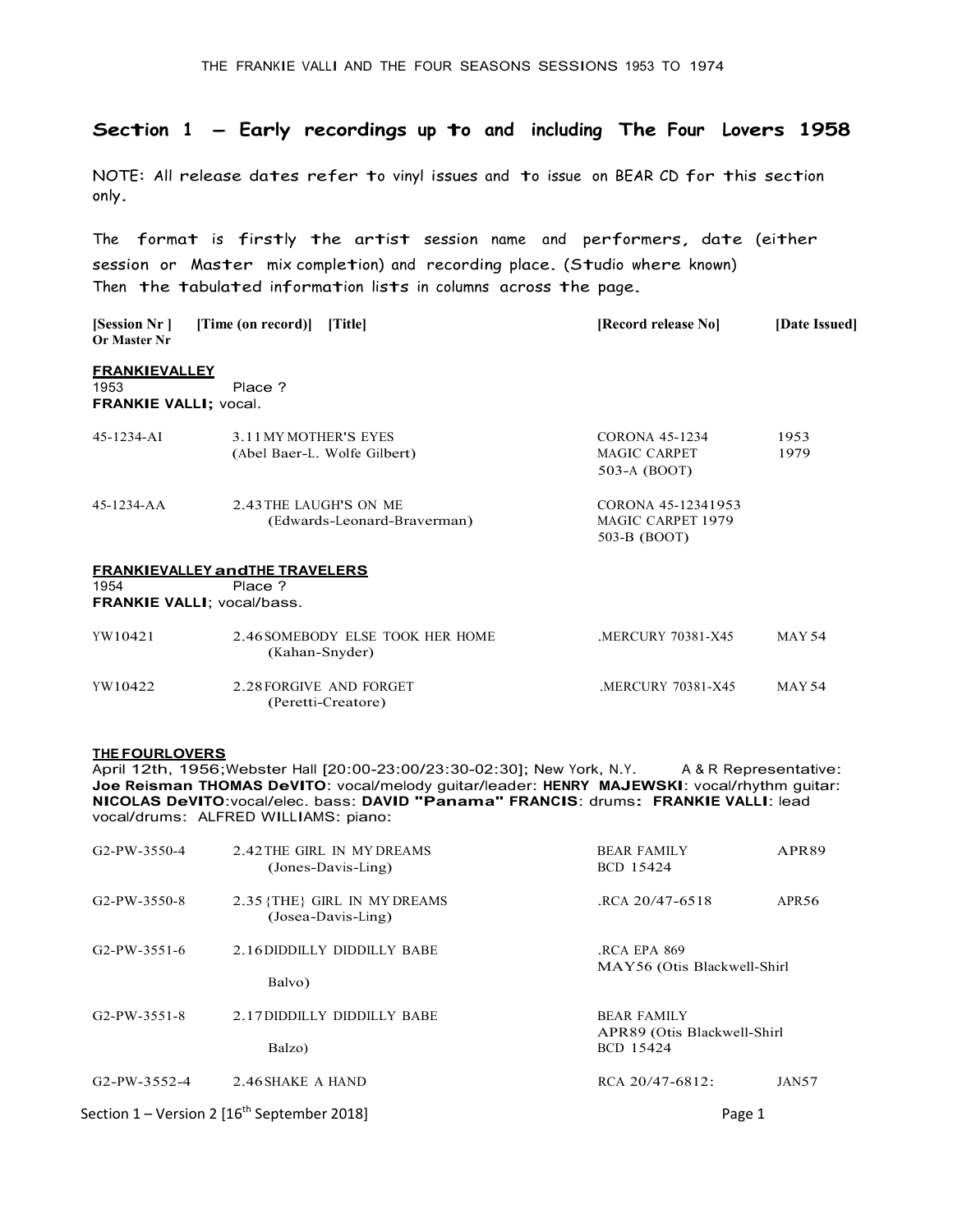## Section 1 – Early recordings up to and including The Four Lovers 1958

NOTE: All release dates refer to vinyl issues and to issue on BEAR CD for this section only.

The format is firstly the artist session name and performers, date (either session or Master mix completion) and recording place. (Studio where known) Then the tabulated information lists in columns across the page.

| [Session Nr ] Or Master Nr | [Time (on record)] [Title] | [Record release No] | [Date Issued] |
|---|---|---|---|

**FRANKIEVALLEY**
1953 Place ?
**FRANKIE VALLI;** vocal.

| | | | |
|---|---|---|---|
| 45-1234-AI | 3.11 MY MOTHER'S EYES (Abel Baer-L. Wolfe Gilbert) | CORONA 45-1234 MAGIC CARPET 503-A (BOOT) | 1953 1979 |
| 45-1234-AA | 2.43 THE LAUGH'S ON ME (Edwards-Leonard-Braverman) | CORONA 45-12341953 MAGIC CARPET 1979 503-B (BOOT) | |

**FRANKIEVALLEY andTHE TRAVELERS**
1954 Place ?
**FRANKIE VALLI**; vocal/bass.

| | | | |
|---|---|---|---|
| YW10421 | 2.46 SOMEBODY ELSE TOOK HER HOME (Kahan-Snyder) | .MERCURY 70381-X45 | MAY 54 |
| YW10422 | 2.28 FORGIVE AND FORGET (Peretti-Creatore) | .MERCURY 70381-X45 | MAY 54 |

**THE FOURLOVERS**
April 12th, 1956;Webster Hall [20:00-23:00/23:30-02:30]; New York, N.Y. A & R Representative: **Joe Reisman THOMAS DeVITO**: vocal/melody guitar/leader: **HENRY MAJEWSKI**: vocal/rhythm guitar: **NICOLAS DeVITO**:vocal/elec. bass: **DAVID "Panama" FRANCIS**: drums: **FRANKIE VALLI**: lead vocal/drums: ALFRED WILLIAMS: piano:

| | | | |
|---|---|---|---|
| G2-PW-3550-4 | 2.42 THE GIRL IN MY DREAMS (Jones-Davis-Ling) | BEAR FAMILY BCD 15424 | APR89 |
| G2-PW-3550-8 | 2.35 {THE} GIRL IN MY DREAMS (Josea-Davis-Ling) | .RCA 20/47-6518 | APR56 |
| G2-PW-3551-6 | 2.16 DIDDILLY DIDDILLY BABE Balvo) | .RCA EPA 869 MAY56 (Otis Blackwell-Shirl | |
| G2-PW-3551-8 | 2.17 DIDDILLY DIDDILLY BABE Balzo) | BEAR FAMILY APR89 (Otis Blackwell-Shirl BCD 15424 | |
| G2-PW-3552-4 | 2.46 SHAKE A HAND | RCA 20/47-6812: | JAN57 |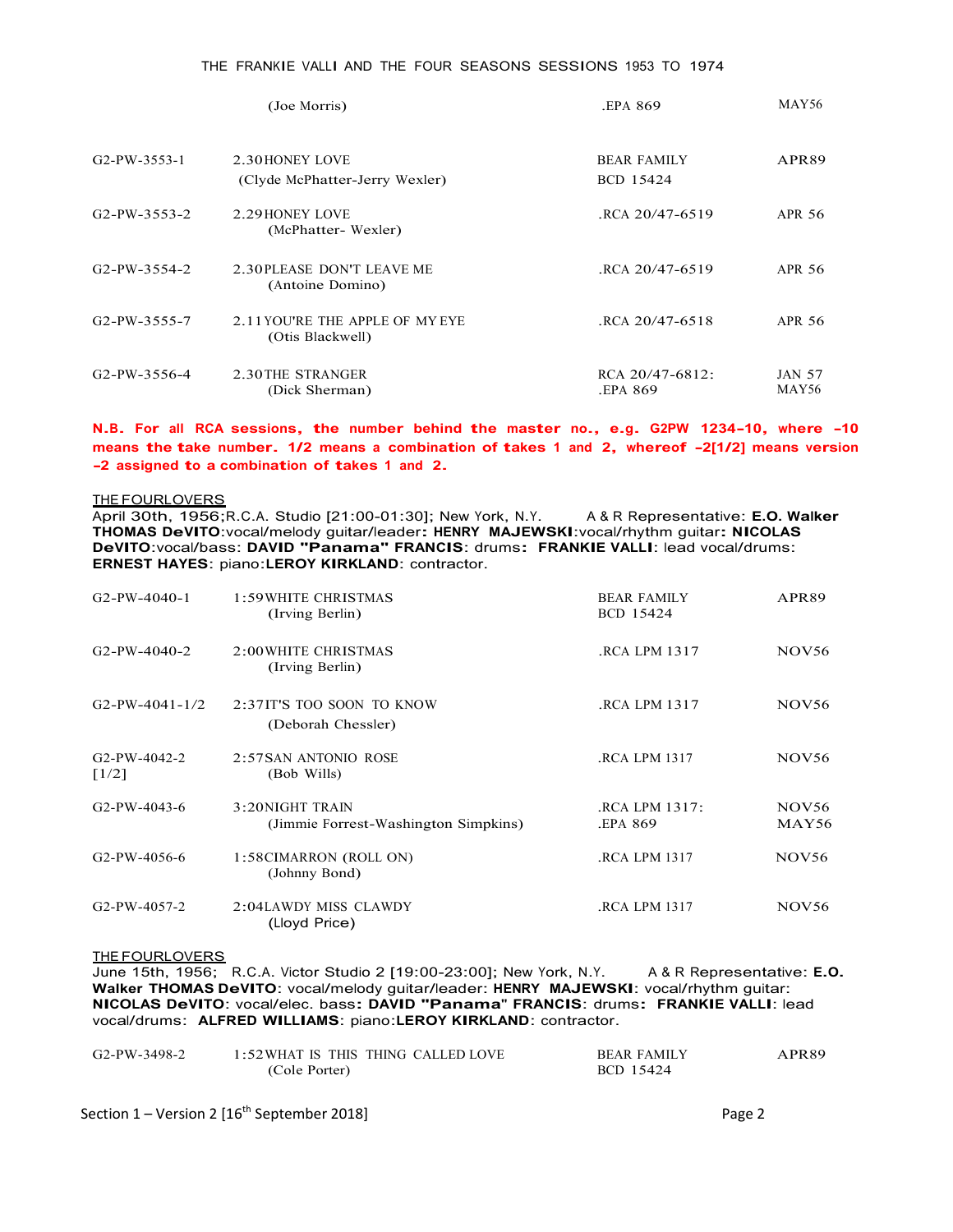| | | | |
|---|---|---|---|
| | (Joe Morris) | .EPA 869 | MAY56 |
| G2-PW-3553-1 | 2.30 HONEY LOVE (Clyde McPhatter-Jerry Wexler) | BEAR FAMILY BCD 15424 | APR89 |
| G2-PW-3553-2 | 2.29 HONEY LOVE (McPhatter- Wexler) | .RCA 20/47-6519 | APR 56 |
| G2-PW-3554-2 | 2.30 PLEASE DON'T LEAVE ME (Antoine Domino) | .RCA 20/47-6519 | APR 56 |
| G2-PW-3555-7 | 2.11 YOU'RE THE APPLE OF MY EYE (Otis Blackwell) | .RCA 20/47-6518 | APR 56 |
| G2-PW-3556-4 | 2.30 THE STRANGER (Dick Sherman) | RCA 20/47-6812: .EPA 869 | JAN 57 MAY56 |

**N.B. For all RCA sessions, the number behind the master no., e.g. G2PW 1234-10, where -10 means the take number. 1/2 means a combination of takes 1 and 2, whereof -2[1/2] means version -2 assigned to a combination of takes 1 and 2.**

THE FOURLOVERS
April 30th, 1956;R.C.A. Studio [21:00-01:30]; New York, N.Y. A & R Representative: **E.O. Walker THOMAS DeVITO**:vocal/melody guitar/leader**: HENRY MAJEWSKI**:vocal/rhythm guitar**: NICOLAS DeVITO**:vocal/bass: **DAVID "Panama" FRANCIS**: drums**: FRANKIE VALLI**: lead vocal/drums: **ERNEST HAYES**: piano:**LEROY KIRKLAND**: contractor.

| | | | |
|---|---|---|---|
| G2-PW-4040-1 | 1:59 WHITE CHRISTMAS (Irving Berlin) | BEAR FAMILY BCD 15424 | APR89 |
| G2-PW-4040-2 | 2:00 WHITE CHRISTMAS (Irving Berlin) | .RCA LPM 1317 | NOV56 |
| G2-PW-4041-1/2 | 2:37 IT'S TOO SOON TO KNOW (Deborah Chessler) | .RCA LPM 1317 | NOV56 |
| G2-PW-4042-2 [1/2] | 2:57 SAN ANTONIO ROSE (Bob Wills) | .RCA LPM 1317 | NOV56 |
| G2-PW-4043-6 | 3:20 NIGHT TRAIN (Jimmie Forrest-Washington Simpkins) | .RCA LPM 1317: .EPA 869 | NOV56 MAY56 |
| G2-PW-4056-6 | 1:58 CIMARRON (ROLL ON) (Johnny Bond) | .RCA LPM 1317 | NOV56 |
| G2-PW-4057-2 | 2:04 LAWDY MISS CLAWDY (Lloyd Price) | .RCA LPM 1317 | NOV56 |

THE FOURLOVERS
June 15th, 1956; R.C.A. Victor Studio 2 [19:00-23:00]; New York, N.Y. A & R Representative: **E.O. Walker THOMAS DeVITO**: vocal/melody guitar/leader: **HENRY MAJEWSKI**: vocal/rhythm guitar: **NICOLAS DeVITO**: vocal/elec. bass**: DAVID "Panama" FRANCIS**: drums**: FRANKIE VALLI**: lead vocal/drums: **ALFRED WILLIAMS**: piano:**LEROY KIRKLAND**: contractor.

| | | | |
|---|---|---|---|
| G2-PW-3498-2 | 1:52 WHAT IS THIS THING CALLED LOVE (Cole Porter) | BEAR FAMILY BCD 15424 | APR89 |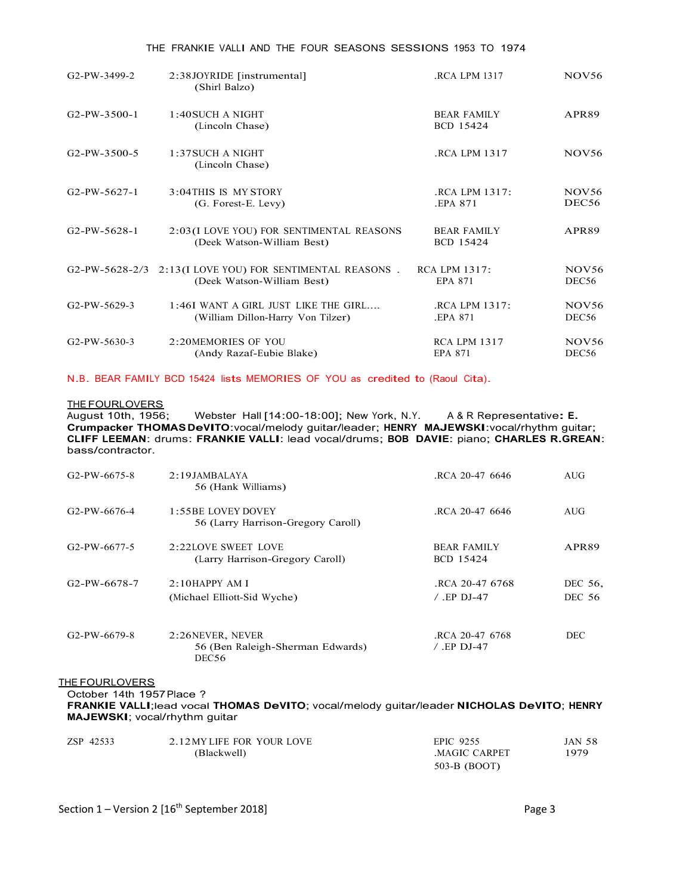| | | | |
|---|---|---|---|
| G2-PW-3499-2 | 2:38JOYRIDE [instrumental] (Shirl Balzo) | .RCA LPM 1317 | NOV56 |
| G2-PW-3500-1 | 1:40SUCH A NIGHT (Lincoln Chase) | BEAR FAMILY BCD 15424 | APR89 |
| G2-PW-3500-5 | 1:37SUCH A NIGHT (Lincoln Chase) | .RCA LPM 1317 | NOV56 |
| G2-PW-5627-1 | 3:04THIS IS MY STORY (G. Forest-E. Levy) | .RCA LPM 1317: .EPA 871 | NOV56 DEC56 |
| G2-PW-5628-1 | 2:03(I LOVE YOU) FOR SENTIMENTAL REASONS (Deek Watson-William Best) | BEAR FAMILY BCD 15424 | APR89 |
| G2-PW-5628-2/3 | 2:13(I LOVE YOU) FOR SENTIMENTAL REASONS . (Deek Watson-William Best) | RCA LPM 1317: EPA 871 | NOV56 DEC56 |
| G2-PW-5629-3 | 1:46I WANT A GIRL JUST LIKE THE GIRL.... (William Dillon-Harry Von Tilzer) | .RCA LPM 1317: .EPA 871 | NOV56 DEC56 |
| G2-PW-5630-3 | 2:20MEMORIES OF YOU (Andy Razaf-Eubie Blake) | RCA LPM 1317 EPA 871 | NOV56 DEC56 |

N.B. BEAR FAMILY BCD 15424 lists MEMORIES OF YOU as credited to (Raoul Cita).

THE FOURLOVERS

August 10th, 1956; Webster Hall [14:00-18:00]; New York, N.Y. A & R Representative**: E.** Crumpacker **THOMAS DeVITO**:vocal/melody guitar/leader; **HENRY MAJEWSKI**:vocal/rhythm guitar; **CLIFF LEEMAN**: drums: **FRANKIE VALLI**: lead vocal/drums; **BOB DAVIE**: piano; **CHARLES R.GREAN**: bass/contractor.

| | | | |
|---|---|---|---|
| G2-PW-6675-8 | 2:19JAMBALAYA 56 (Hank Williams) | .RCA 20-47 6646 | AUG |
| G2-PW-6676-4 | 1:55BE LOVEY DOVEY 56 (Larry Harrison-Gregory Caroll) | .RCA 20-47 6646 | AUG |
| G2-PW-6677-5 | 2:22LOVE SWEET LOVE (Larry Harrison-Gregory Caroll) | BEAR FAMILY BCD 15424 | APR89 |
| G2-PW-6678-7 | 2:10HAPPY AM I (Michael Elliott-Sid Wyche) | .RCA 20-47 6768 / .EP DJ-47 | DEC 56, DEC 56 |
| G2-PW-6679-8 | 2:26NEVER, NEVER 56 (Ben Raleigh-Sherman Edwards) DEC56 | .RCA 20-47 6768 / .EP DJ-47 | DEC |

THE FOURLOVERS

October 14th 1957 Place ?
**FRANKIE VALLI**;lead vocal **THOMAS DeVITO**; vocal/melody guitar/leader **NICHOLAS DeVITO**; **HENRY MAJEWSKI**; vocal/rhythm guitar

| | | | |
|---|---|---|---|
| ZSP 42533 | 2.12MY LIFE FOR YOUR LOVE (Blackwell) | EPIC 9255 .MAGIC CARPET 503-B (BOOT) | JAN 58 1979 |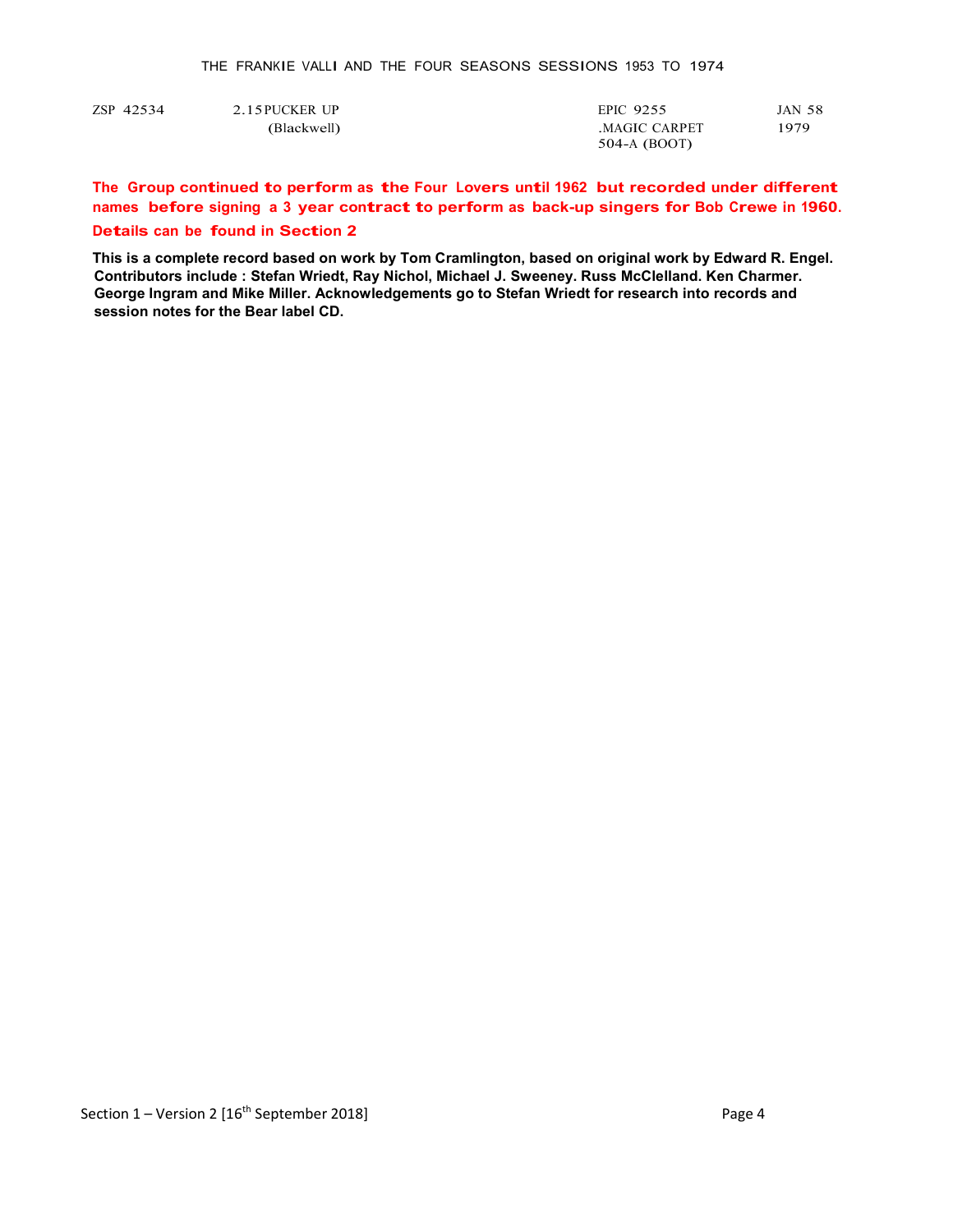| | | | |
|---|---|---|---|
| ZSP 42534 | 2.15 PUCKER UP<br>(Blackwell) | EPIC 9255<br>.MAGIC CARPET<br>504-A (BOOT) | JAN 58<br>1979 |

**The Group continued to perform as the Four Lovers until 1962 but recorded under different names before signing a 3 year contract to perform as back-up singers for Bob Crewe in 1960. Details can be found in Section 2**

**This is a complete record based on work by Tom Cramlington, based on original work by Edward R. Engel. Contributors include : Stefan Wriedt, Ray Nichol, Michael J. Sweeney. Russ McClelland. Ken Charmer. George Ingram and Mike Miller. Acknowledgements go to Stefan Wriedt for research into records and session notes for the Bear label CD.**